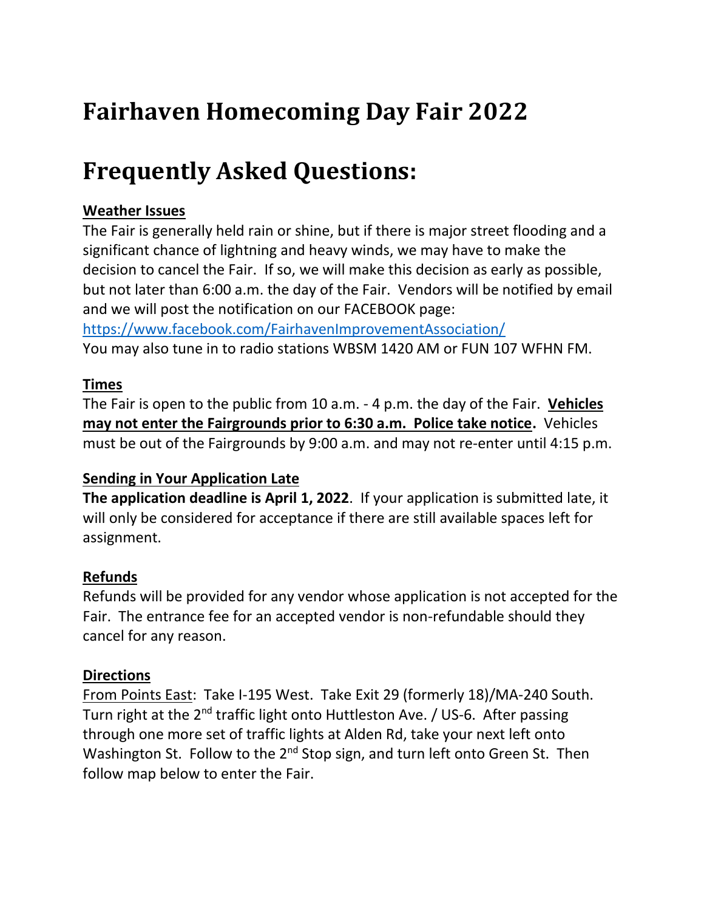# Fairhaven Homecoming Day Fair 2022

# Frequently Asked Questions:

**Weather Issues**

The Fair is generally held rain or shine, but if there is major street flooding and a significant chance of lightning and heavy winds, we may have to make the decision to cancel the Fair. If so, we will make this decision as early as possible, but not later than 6:00 a.m. the day of the Fair. Vendors will be notified by email and we will post the notification on our FACEBOOK page:
https://www.facebook.com/FairhavenImprovementAssociation/
You may also tune in to radio stations WBSM 1420 AM or FUN 107 WFHN FM.

**Times**

The Fair is open to the public from 10 a.m. - 4 p.m. the day of the Fair. **Vehicles may not enter the Fairgrounds prior to 6:30 a.m. Police take notice.** Vehicles must be out of the Fairgrounds by 9:00 a.m. and may not re-enter until 4:15 p.m.

**Sending in Your Application Late**

**The application deadline is April 1, 2022**. If your application is submitted late, it will only be considered for acceptance if there are still available spaces left for assignment.

**Refunds**

Refunds will be provided for any vendor whose application is not accepted for the Fair. The entrance fee for an accepted vendor is non-refundable should they cancel for any reason.

**Directions**

From Points East: Take I-195 West. Take Exit 29 (formerly 18)/MA-240 South. Turn right at the 2nd traffic light onto Huttleston Ave. / US-6. After passing through one more set of traffic lights at Alden Rd, take your next left onto Washington St. Follow to the 2nd Stop sign, and turn left onto Green St. Then follow map below to enter the Fair.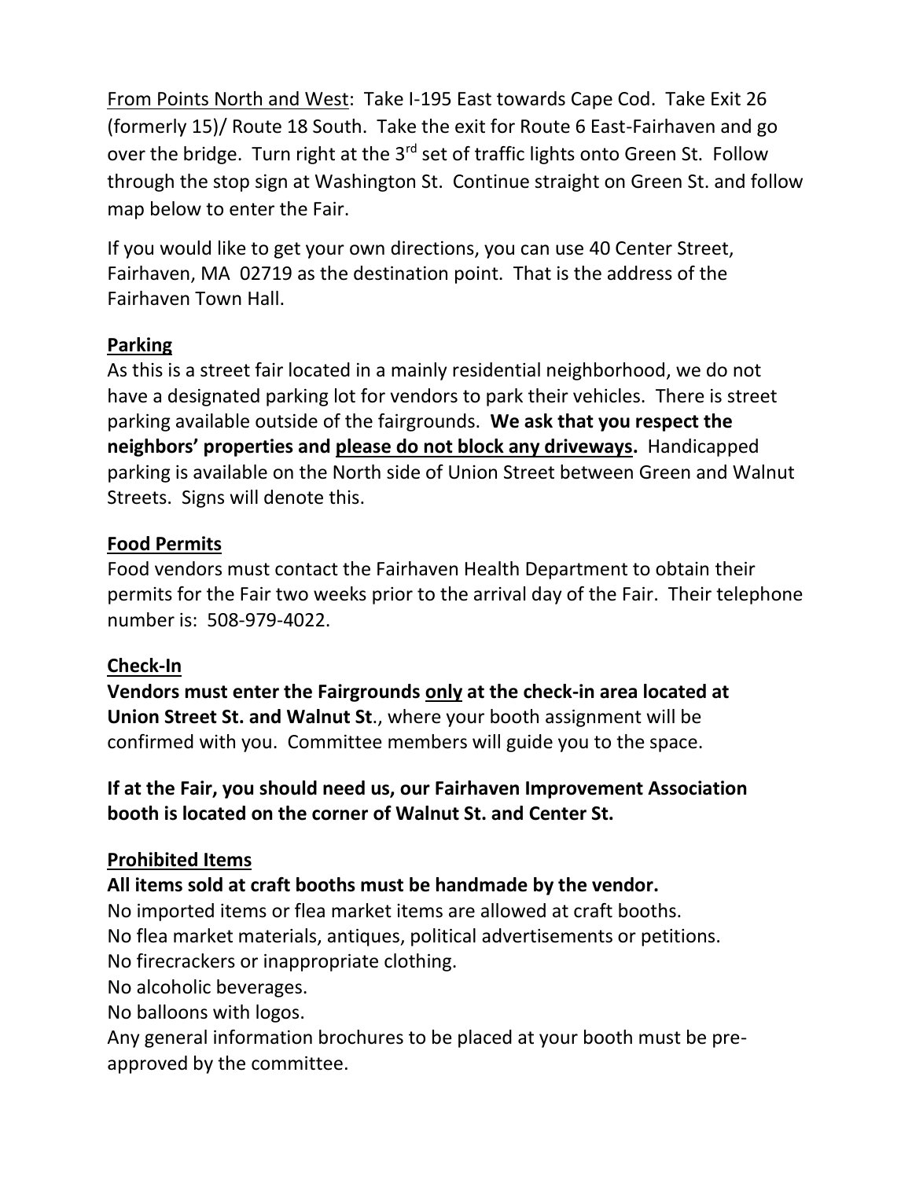From Points North and West: Take I-195 East towards Cape Cod. Take Exit 26 (formerly 15)/ Route 18 South. Take the exit for Route 6 East-Fairhaven and go over the bridge. Turn right at the 3rd set of traffic lights onto Green St. Follow through the stop sign at Washington St. Continue straight on Green St. and follow map below to enter the Fair.

If you would like to get your own directions, you can use 40 Center Street, Fairhaven, MA 02719 as the destination point. That is the address of the Fairhaven Town Hall.

## Parking

As this is a street fair located in a mainly residential neighborhood, we do not have a designated parking lot for vendors to park their vehicles. There is street parking available outside of the fairgrounds. **We ask that you respect the neighbors' properties and please do not block any driveways.** Handicapped parking is available on the North side of Union Street between Green and Walnut Streets. Signs will denote this.

## Food Permits

Food vendors must contact the Fairhaven Health Department to obtain their permits for the Fair two weeks prior to the arrival day of the Fair. Their telephone number is: 508-979-4022.

## Check-In

**Vendors must enter the Fairgrounds only at the check-in area located at Union Street St. and Walnut St**., where your booth assignment will be confirmed with you. Committee members will guide you to the space.

**If at the Fair, you should need us, our Fairhaven Improvement Association booth is located on the corner of Walnut St. and Center St.**

## Prohibited Items

**All items sold at craft booths must be handmade by the vendor.**

No imported items or flea market items are allowed at craft booths.

No flea market materials, antiques, political advertisements or petitions.

No firecrackers or inappropriate clothing.

No alcoholic beverages.

No balloons with logos.

Any general information brochures to be placed at your booth must be pre-approved by the committee.